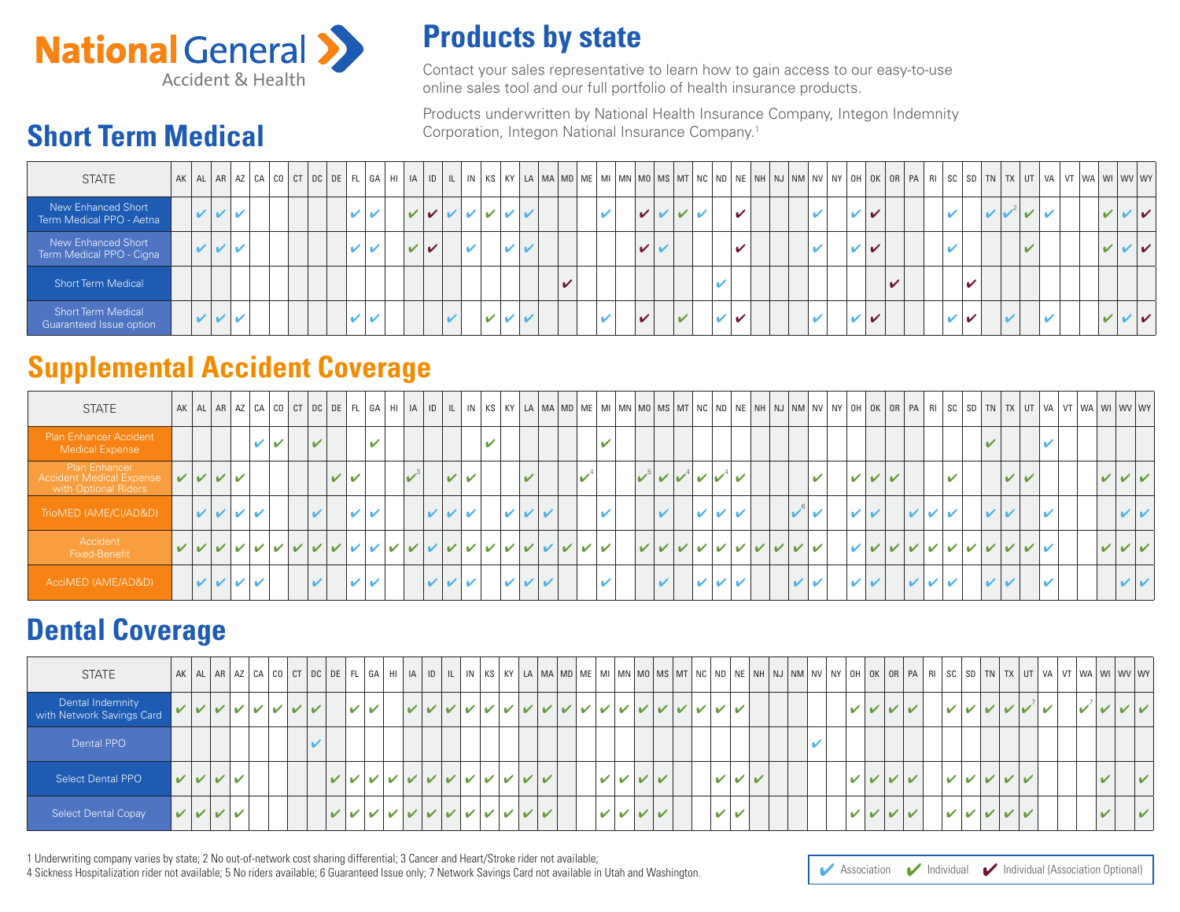# National General Accident & Health

## Products by state

Contact your sales representative to learn how to gain access to our easy-to-use online sales tool and our full portfolio of health insurance products.

Products underwritten by National Health Insurance Company, Integon Indemnity Corporation, Integon National Insurance Company.[1]

**Legend:** A = ✔ Association; I = ✔ Individual; IAO = ✔ Individual (Association Optional)

## Short Term Medical

| STATE | AK | AL | AR | AZ | CA | CO | CT | DC | DE | FL | GA | HI | IA | ID | IL | IN | KS | KY | LA | MA | MD | ME | MI | MN | MO | MS | MT | NC | ND | NE | NH | NJ | NM | NV | NY | OH | OK | OR | PA | RI | SC | SD | TN | TX | UT | VA | VT | WA | WI | WV | WY |
|---|---|---|---|---|---|---|---|---|---|---|---|---|---|---|---|---|---|---|---|---|---|---|---|---|---|---|---|---|---|---|---|---|---|---|---|---|---|---|---|---|---|---|---|---|---|---|---|---|---|---|---|
| New Enhanced Short Term Medical PPO - Aetna | | A | A | A | | | | | | A | A | | I | IAO | A | A | I | A | A | | | | A | | IAO | A | I | A | | IAO | | | | A | | A | IAO | | | | A | | A | A[2] | I | A | | | I | A | IAO |
| New Enhanced Short Term Medical PPO - Cigna | | A | A | A | | | | | | A | A | | I | IAO | | A | | A | A | | | | | | IAO | A | | | | IAO | | | | A | | A | IAO | | | | A | | | | I | | | | I | A | IAO |
| Short Term Medical | | | | | | | | | | | | | | | | | | | | | IAO | | | | | | | | A | | | | | | | | | IAO | | | | IAO | | | | | | | | | |
| Short Term Medical Guaranteed Issue option | | A | A | A | | | | | | A | A | | | | A | | I | A | A | | | | A | | IAO | | I | | A | IAO | | | | A | | A | IAO | | | | A | IAO | | A | | A | | | I | A | IAO |

## Supplemental Accident Coverage

| STATE | AK | AL | AR | AZ | CA | CO | CT | DC | DE | FL | GA | HI | IA | ID | IL | IN | KS | KY | LA | MA | MD | ME | MI | MN | MO | MS | MT | NC | ND | NE | NH | NJ | NM | NV | NY | OH | OK | OR | PA | RI | SC | SD | TN | TX | UT | VA | VT | WA | WI | WV | WY |
|---|---|---|---|---|---|---|---|---|---|---|---|---|---|---|---|---|---|---|---|---|---|---|---|---|---|---|---|---|---|---|---|---|---|---|---|---|---|---|---|---|---|---|---|---|---|---|---|---|---|---|---|
| Plan Enhancer Accident Medical Expense | | | | | A | I | | I | | | I | | | | | | I | | | | | | I | | | | | | | | | | | | | | | | | | | | I | | | A | | | | | |
| Plan Enhancer Accident Medical Expense with Optional Riders | I | I | I | I | | | | | I | I | | | I[3] | | I | I | | | I | | | I[4] | | | I[5] | I | I[4] | I | I[4] | I | | | | I | | I | I | I | | | I | | | I | I | | | | I | I | I |
| TrioMED (AME/CI/AD&D) | | A | A | I | A | | | A | | A | A | | | A | A | A | | A | A | A | | | A | | | A | | A | A | A | | | A[6] | A | | A | A | | A | A | A | | A | A | | A | | | | A | A |
| Accident Fixed-Benefit | I | I | I | I | I | I | I | I | I | A | A | I | I | A | I | I | I | I | I | A | I | I | I | | I | I | I | I | I | I | I | I | I | I | | I | I | I | I | I | I | I | I | I | I | A | | | I | I | I |
| AcciMED (AME/AD&D) | | A | A | A | A | | | A | | A | A | | | A | A | A | | A | A | A | | | A | | | A | | A | A | A | | | A | A | | A | A | | A | A | A | | A | A | | A | | | | A | A |

## Dental Coverage

| STATE | AK | AL | AR | AZ | CA | CO | CT | DC | DE | FL | GA | HI | IA | ID | IL | IN | KS | KY | LA | MA | MD | ME | MI | MN | MO | MS | MT | NC | ND | NE | NH | NJ | NM | NV | NY | OH | OK | OR | PA | RI | SC | SD | TN | TX | UT | VA | VT | WA | WI | WV | WY |
|---|---|---|---|---|---|---|---|---|---|---|---|---|---|---|---|---|---|---|---|---|---|---|---|---|---|---|---|---|---|---|---|---|---|---|---|---|---|---|---|---|---|---|---|---|---|---|---|---|---|---|---|
| Dental Indemnity with Network Savings Card | I | I | I | I | I | I | I | I | | I | I | | I | I | I | I | I | I | I | I | I | I | I | I | I | I | I | I | I | I | | | | | | I | I | I | I | | I | I | I | I | I[7] | I | | I[7] | I | I | I |
| Dental PPO | | | | | | | | A | | | | | | | | | | | | | | | | | | | | | | | | | | A | | | | | | | | | | | | | | | | | |
| Select Dental PPO | I | I | I | I | | | | | I | I | I | I | I | I | I | I | I | I | I | I | | | I | I | I | I | | | I | I | I | | | | | I | I | I | I | | I | I | I | I | I | | | | I | | I |
| Select Dental Copay | I | I | I | I | | | | | I | I | I | I | I | I | I | I | I | I | I | I | | | I | I | I | I | | | I | I | | | | | | I | I | I | I | | I | I | I | I | I | | | | I | | I |

1 Underwriting company varies by state; 2 No out-of-network cost sharing differential; 3 Cancer and Heart/Stroke rider not available; 4 Sickness Hospitalization rider not available; 5 No riders available; 6 Guaranteed Issue only; 7 Network Savings Card not available in Utah and Washington.

✔ Association ✔ Individual ✔ Individual (Association Optional)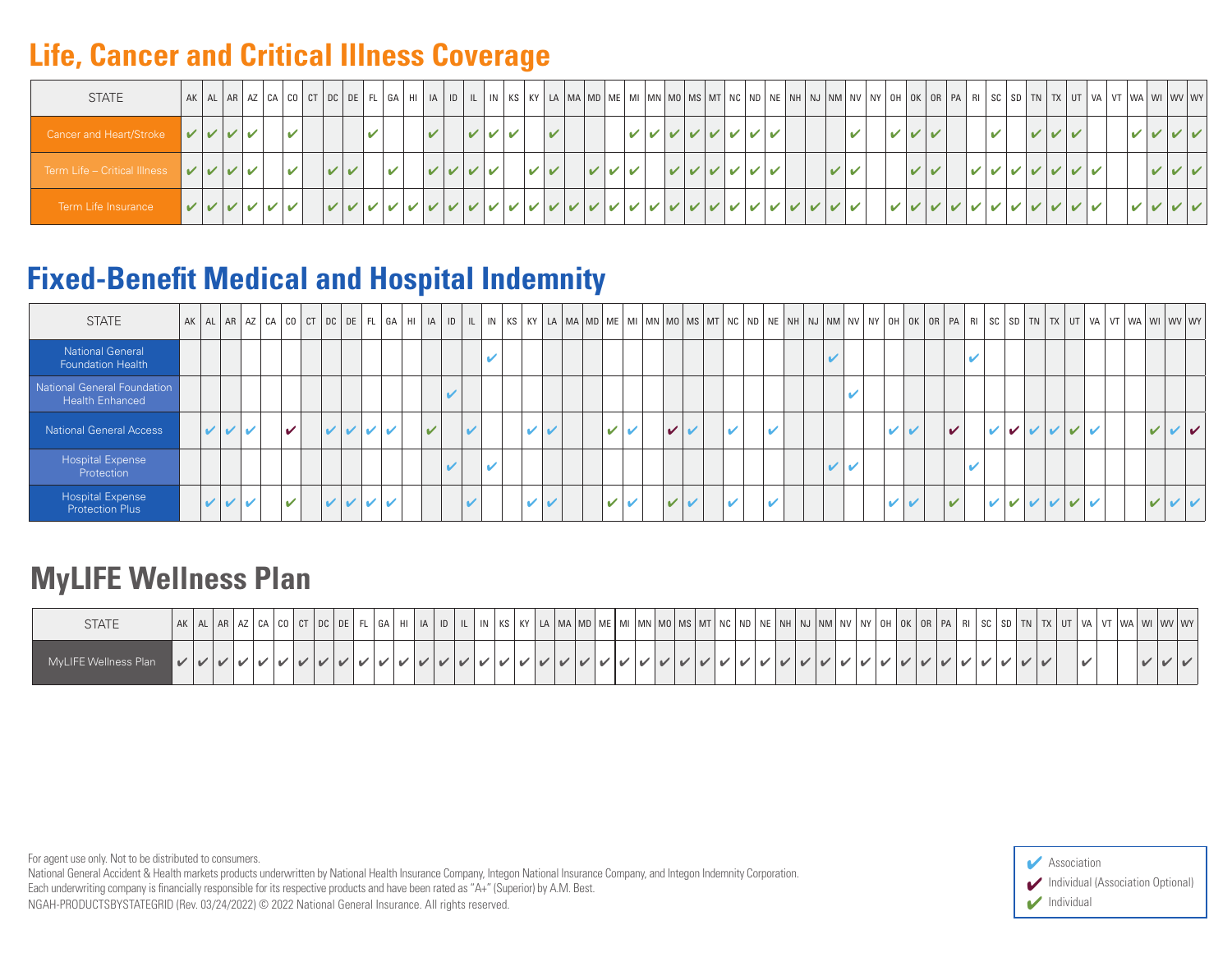## Life, Cancer and Critical Illness Coverage

| STATE | AK | AL | AR | AZ | CA | CO | CT | DC | DE | FL | GA | HI | IA | ID | IL | IN | KS | KY | LA | MA | MD | ME | MI | MN | MO | MS | MT | NC | ND | NE | NH | NJ | NM | NV | NY | OH | OK | OR | PA | RI | SC | SD | TN | TX | UT | VA | VT | WA | WI | WV | WY |
|---|---|---|---|---|---|---|---|---|---|---|---|---|---|---|---|---|---|---|---|---|---|---|---|---|---|---|---|---|---|---|---|---|---|---|---|---|---|---|---|---|---|---|---|---|---|---|---|---|---|---|---|
| Cancer and Heart/Stroke | ✔ I | ✔ I | ✔ I | ✔ I | | ✔ I | | | | ✔ I | | | ✔ I | | ✔ I | ✔ I | ✔ I | | ✔ I | | | | ✔ I | ✔ I | ✔ I | ✔ I | ✔ I | ✔ I | ✔ I | ✔ I | | | | ✔ I | | ✔ I | ✔ I | ✔ I | | | ✔ I | | ✔ I | ✔ I | ✔ I | | | ✔ I | ✔ I | ✔ I | ✔ I |
| Term Life – Critical Illness | ✔ I | ✔ I | ✔ I | ✔ I | | ✔ I | | ✔ I | ✔ I | | ✔ I | | ✔ I | ✔ I | ✔ I | ✔ I | | ✔ I | ✔ I | | ✔ I | ✔ I | ✔ I | | ✔ I | ✔ I | ✔ I | ✔ I | ✔ I | ✔ I | | | ✔ I | ✔ I | | | ✔ I | ✔ I | | ✔ I | ✔ I | ✔ I | ✔ I | ✔ I | ✔ I | ✔ I | | | ✔ I | ✔ I | ✔ I |
| Term Life Insurance | ✔ I | ✔ I | ✔ I | ✔ I | ✔ I | ✔ I | | ✔ I | ✔ I | ✔ I | ✔ I | ✔ I | ✔ I | ✔ I | ✔ I | ✔ I | ✔ I | ✔ I | ✔ I | ✔ I | ✔ I | ✔ I | ✔ I | ✔ I | ✔ I | ✔ I | ✔ I | ✔ I | ✔ I | ✔ I | ✔ I | ✔ I | ✔ I | ✔ I | | ✔ I | ✔ I | ✔ I | ✔ I | ✔ I | ✔ I | ✔ I | ✔ I | ✔ I | ✔ I | ✔ I | | ✔ I | ✔ I | ✔ I | ✔ I |

## Fixed-Benefit Medical and Hospital Indemnity

| STATE | AK | AL | AR | AZ | CA | CO | CT | DC | DE | FL | GA | HI | IA | ID | IL | IN | KS | KY | LA | MA | MD | ME | MI | MN | MO | MS | MT | NC | ND | NE | NH | NJ | NM | NV | NY | OH | OK | OR | PA | RI | SC | SD | TN | TX | UT | VA | VT | WA | WI | WV | WY |
|---|---|---|---|---|---|---|---|---|---|---|---|---|---|---|---|---|---|---|---|---|---|---|---|---|---|---|---|---|---|---|---|---|---|---|---|---|---|---|---|---|---|---|---|---|---|---|---|---|---|---|---|
| National General Foundation Health | | | | | | | | | | | | | | | | ✔ A | | | | | | | | | | | | | | | | | ✔ A | | | | | | | ✔ A | | | | | | | | | | | |
| National General Foundation Health Enhanced | | | | | | | | | | | | | | ✔ A | | | | | | | | | | | | | | | | | | | | ✔ A | | | | | | | | | | | | | | | | | |
| National General Access | | ✔ A | ✔ A | ✔ A | | ✔ IAO | | ✔ A | ✔ A | ✔ A | ✔ A | | ✔ I | | ✔ A | | | ✔ A | ✔ A | | | ✔ I | ✔ A | | ✔ IAO | ✔ A | | ✔ A | | ✔ A | | | | | | ✔ A | ✔ A | | ✔ IAO | | ✔ A | ✔ IAO | ✔ A | ✔ A | ✔ I | ✔ A | | | ✔ I | ✔ A | ✔ IAO |
| Hospital Expense Protection | | | | | | | | | | | | | | ✔ A | | ✔ A | | | | | | | | | | | | | | | | | ✔ A | ✔ A | | | | | | ✔ A | | | | | | | | | | | |
| Hospital Expense Protection Plus | | ✔ A | ✔ A | ✔ A | | ✔ I | | ✔ A | ✔ A | ✔ A | ✔ A | | | | ✔ A | | | ✔ A | ✔ A | | | ✔ I | ✔ A | | ✔ I | ✔ A | | ✔ A | | ✔ A | | | | | | ✔ A | ✔ A | | ✔ I | | ✔ A | ✔ I | ✔ A | ✔ A | ✔ I | ✔ A | | | ✔ I | ✔ A | ✔ A |

## MyLIFE Wellness Plan

| STATE | AK | AL | AR | AZ | CA | CO | CT | DC | DE | FL | GA | HI | IA | ID | IL | IN | KS | KY | LA | MA | MD | ME | MI | MN | MO | MS | MT | NC | ND | NE | NH | NJ | NM | NV | NY | OH | OK | OR | PA | RI | SC | SD | TN | TX | UT | VA | VT | WA | WI | WV | WY |
|---|---|---|---|---|---|---|---|---|---|---|---|---|---|---|---|---|---|---|---|---|---|---|---|---|---|---|---|---|---|---|---|---|---|---|---|---|---|---|---|---|---|---|---|---|---|---|---|---|---|---|---|
| MyLIFE Wellness Plan | ✔ | ✔ | ✔ | ✔ | ✔ | ✔ | ✔ | ✔ | ✔ | ✔ | ✔ | ✔ | ✔ | ✔ | ✔ | ✔ | ✔ | ✔ | ✔ | ✔ | ✔ | ✔ | ✔ | ✔ | ✔ | ✔ | ✔ | ✔ | ✔ | ✔ | ✔ | ✔ | ✔ | ✔ | ✔ | ✔ | ✔ | ✔ | ✔ | ✔ | ✔ | ✔ | ✔ | ✔ | | ✔ | | | ✔ | ✔ | ✔ |

For agent use only. Not to be distributed to consumers.

National General Accident & Health markets products underwritten by National Health Insurance Company, Integon National Insurance Company, and Integon Indemnity Corporation. Each underwriting company is financially responsible for its respective products and have been rated as "A+" (Superior) by A.M. Best.

NGAH-PRODUCTSBYSTATEGRID (Rev. 03/24/2022) © 2022 National General Insurance. All rights reserved.

- ✔ A: Association
- ✔ IAO: Individual (Association Optional)
- ✔ I: Individual